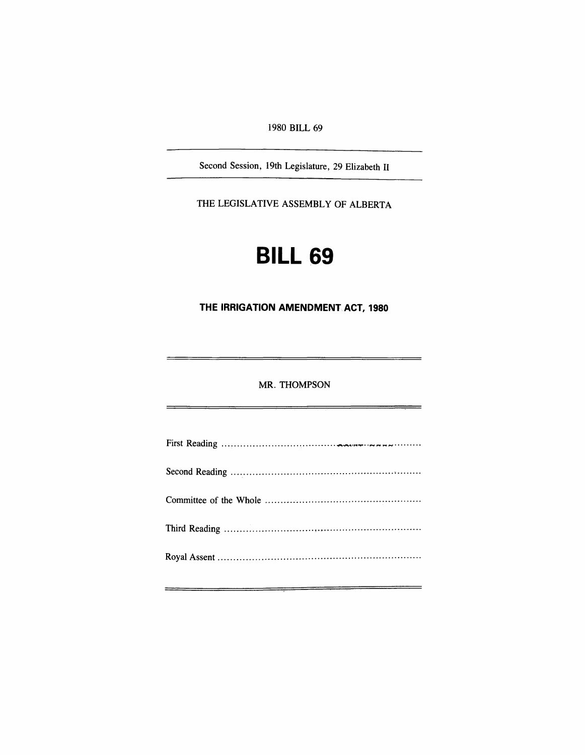1980 BILL 69

---

Second Session, 19th Legislature, 29 Elizabeth II

---

THE LEGISLATIVE ASSEMBLY OF ALBERTA

# BILL 69

## THE IRRIGATION AMENDMENT ACT, 1980

---

MR. THOMPSON

---

First Reading ..............................................................

Second Reading ..............................................................

Committee of the Whole ..............................................................

Third Reading ..............................................................

Royal Assent ..............................................................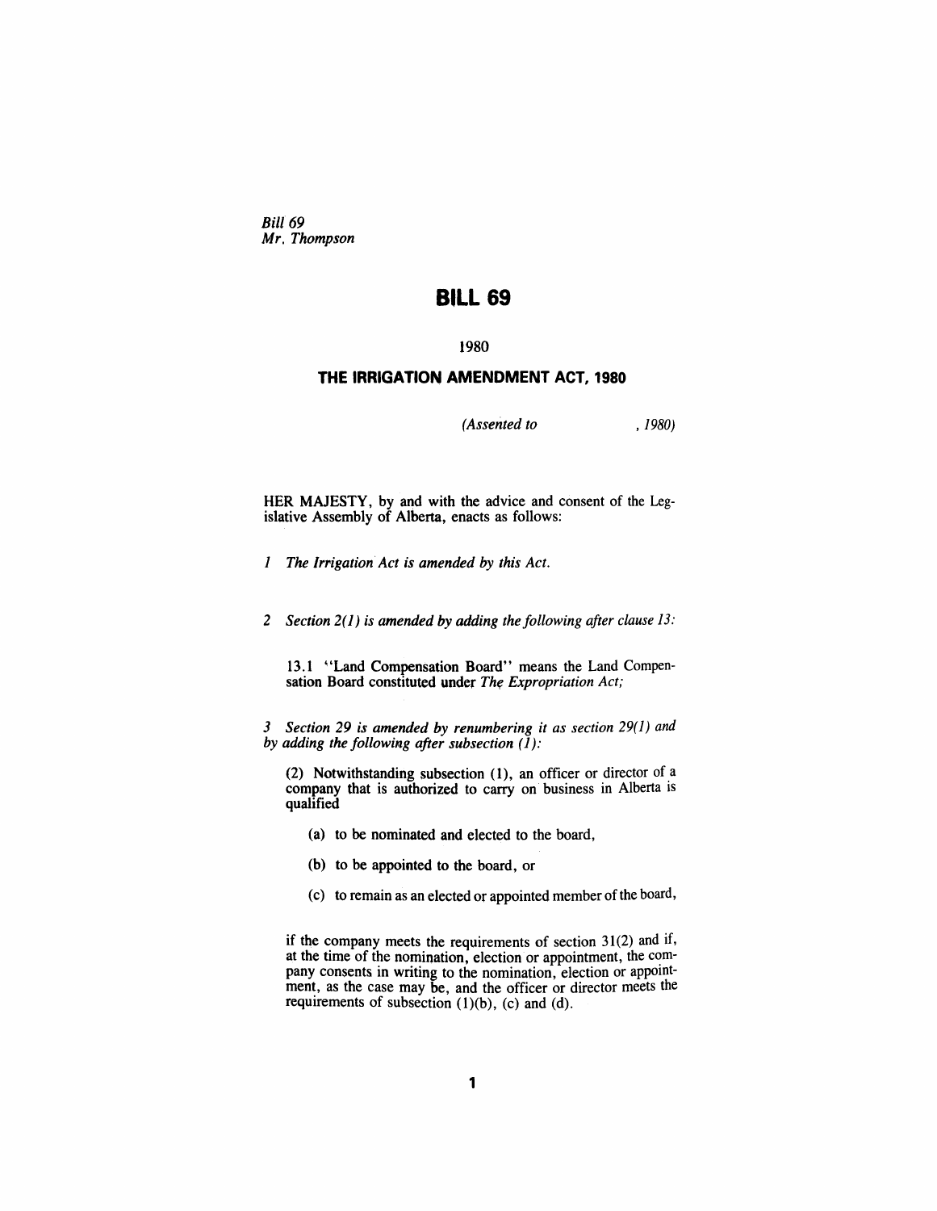*Bill 69*
*Mr. Thompson*

# BILL 69

1980

## THE IRRIGATION AMENDMENT ACT, 1980

*(Assented to , 1980)*

HER MAJESTY, by and with the advice and consent of the Legislative Assembly of Alberta, enacts as follows:

*1 The Irrigation Act is amended by this Act.*

*2 Section 2(1) is amended by adding the following after clause 13:*

13.1 "Land Compensation Board" means the Land Compensation Board constituted under *The Expropriation Act;*

*3 Section 29 is amended by renumbering it as section 29(1) and by adding the following after subsection (1):*

(2) Notwithstanding subsection (1), an officer or director of a company that is authorized to carry on business in Alberta is qualified

(a) to be nominated and elected to the board,

(b) to be appointed to the board, or

(c) to remain as an elected or appointed member of the board,

if the company meets the requirements of section 31(2) and if, at the time of the nomination, election or appointment, the company consents in writing to the nomination, election or appointment, as the case may be, and the officer or director meets the requirements of subsection (1)(b), (c) and (d).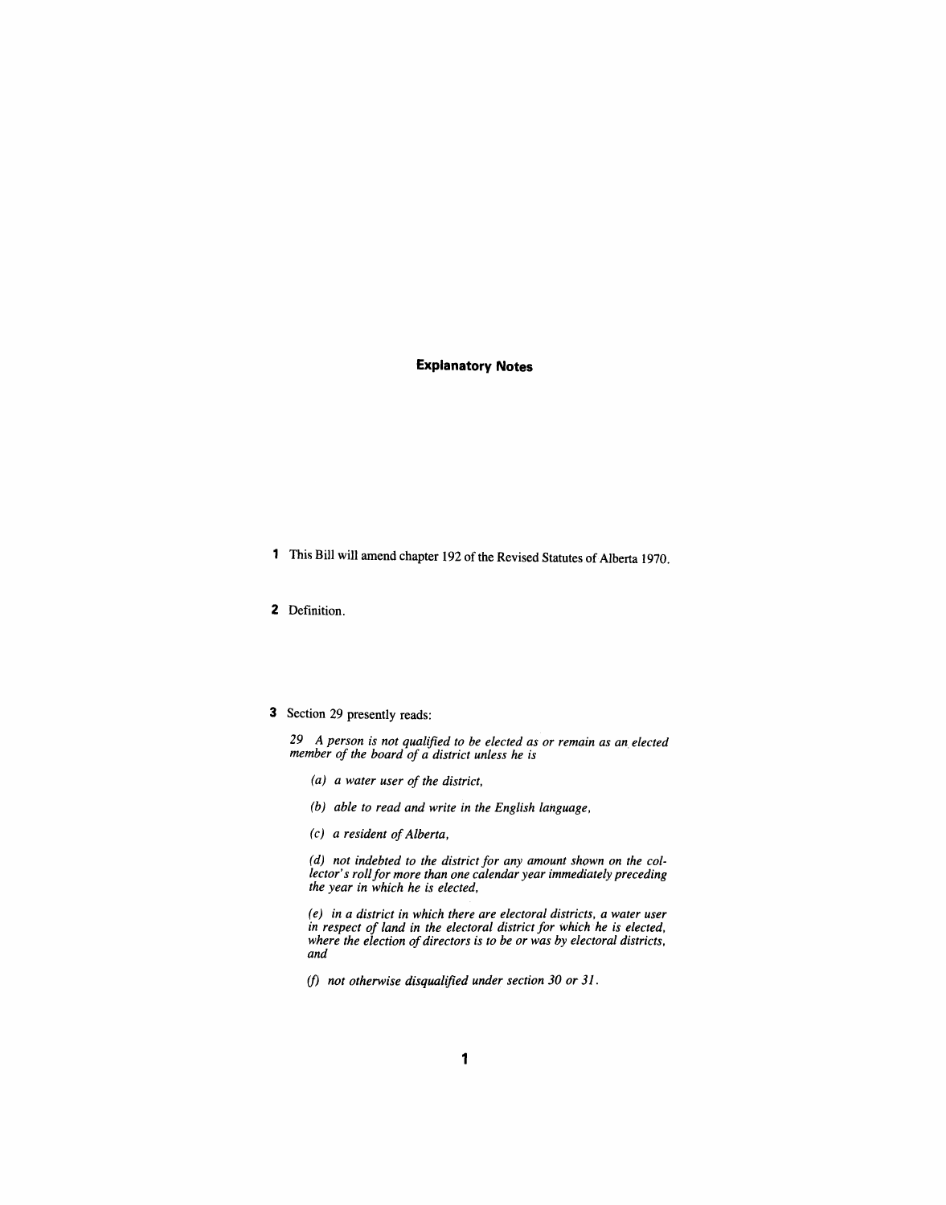## Explanatory Notes

**1** This Bill will amend chapter 192 of the Revised Statutes of Alberta 1970.

**2** Definition.

**3** Section 29 presently reads:

*29 A person is not qualified to be elected as or remain as an elected member of the board of a district unless he is*

*(a) a water user of the district,*

*(b) able to read and write in the English language,*

*(c) a resident of Alberta,*

*(d) not indebted to the district for any amount shown on the collector's roll for more than one calendar year immediately preceding the year in which he is elected,*

*(e) in a district in which there are electoral districts, a water user in respect of land in the electoral district for which he is elected, where the election of directors is to be or was by electoral districts, and*

*(f) not otherwise disqualified under section 30 or 31.*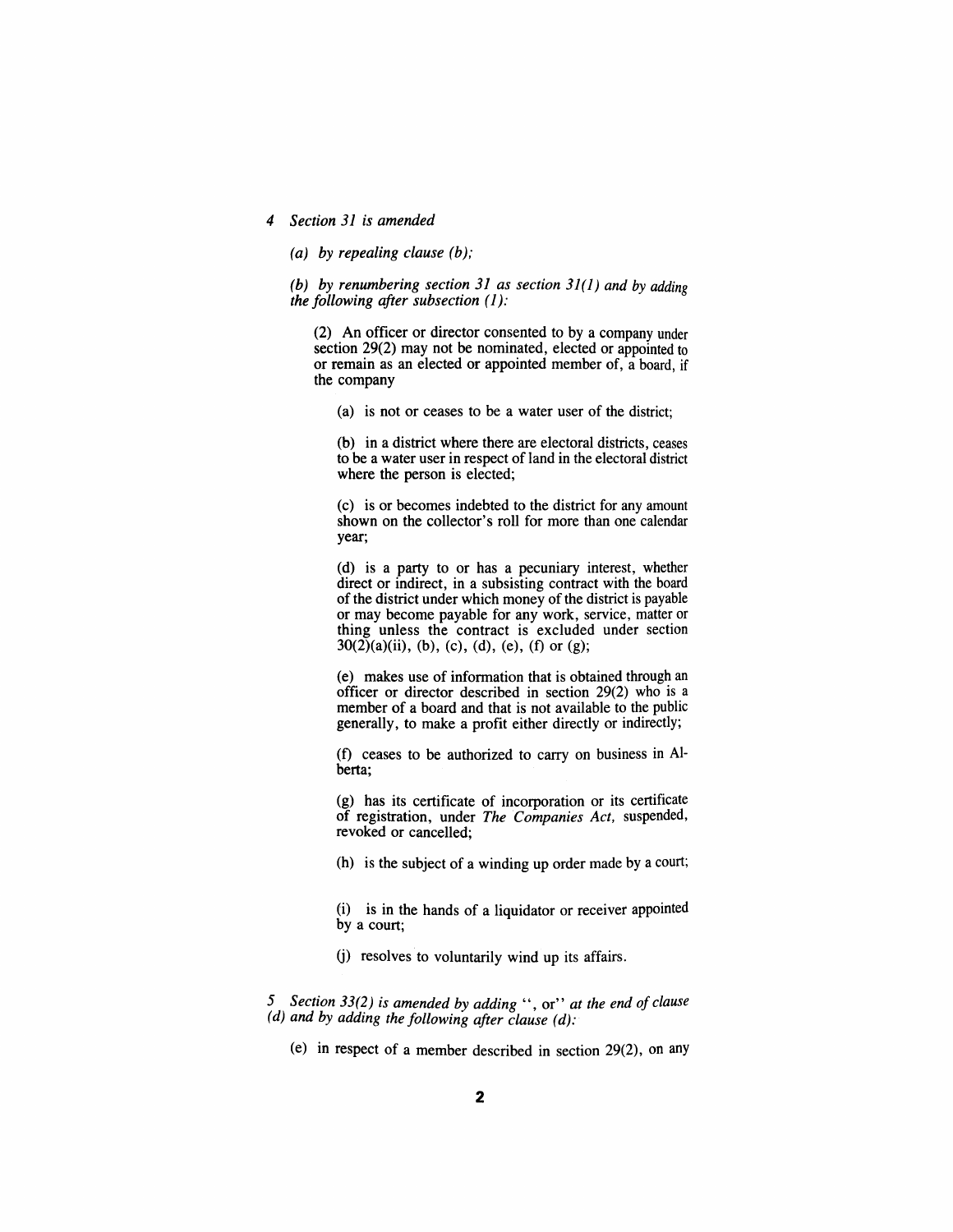*4 Section 31 is amended*

*(a) by repealing clause (b);*

*(b) by renumbering section 31 as section 31(1) and by adding the following after subsection (1):*

(2) An officer or director consented to by a company under section 29(2) may not be nominated, elected or appointed to or remain as an elected or appointed member of, a board, if the company

(a) is not or ceases to be a water user of the district;

(b) in a district where there are electoral districts, ceases to be a water user in respect of land in the electoral district where the person is elected;

(c) is or becomes indebted to the district for any amount shown on the collector's roll for more than one calendar year;

(d) is a party to or has a pecuniary interest, whether direct or indirect, in a subsisting contract with the board of the district under which money of the district is payable or may become payable for any work, service, matter or thing unless the contract is excluded under section 30(2)(a)(ii), (b), (c), (d), (e), (f) or (g);

(e) makes use of information that is obtained through an officer or director described in section 29(2) who is a member of a board and that is not available to the public generally, to make a profit either directly or indirectly;

(f) ceases to be authorized to carry on business in Alberta;

(g) has its certificate of incorporation or its certificate of registration, under *The Companies Act,* suspended, revoked or cancelled;

(h) is the subject of a winding up order made by a court;

(i) is in the hands of a liquidator or receiver appointed by a court;

(j) resolves to voluntarily wind up its affairs.

*5 Section 33(2) is amended by adding* ", or" *at the end of clause (d) and by adding the following after clause (d):*

(e) in respect of a member described in section 29(2), on any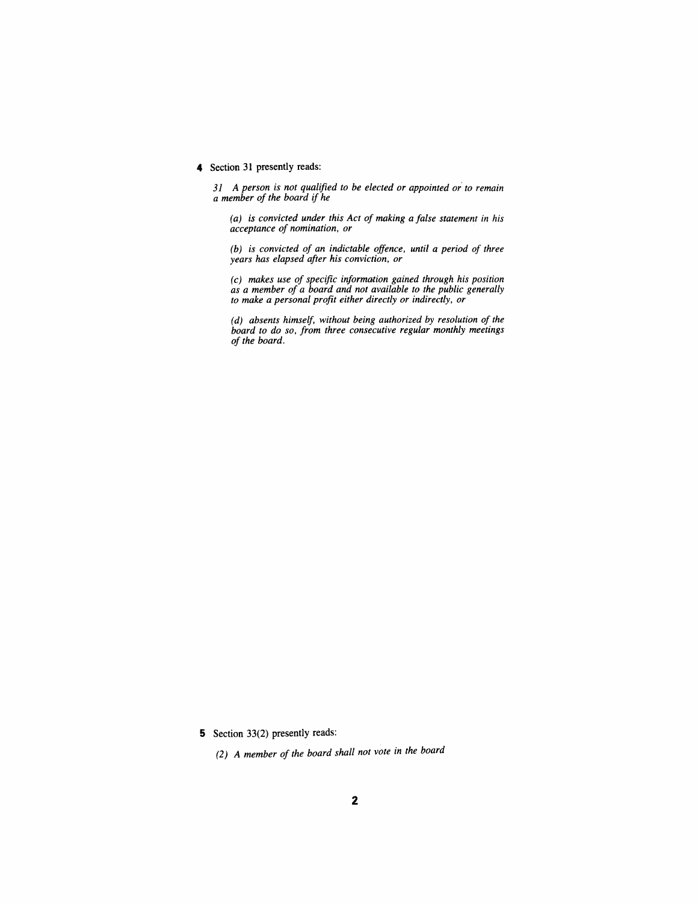**4** Section 31 presently reads:

*31 A person is not qualified to be elected or appointed or to remain a member of the board if he*

*(a) is convicted under this Act of making a false statement in his acceptance of nomination, or*

*(b) is convicted of an indictable offence, until a period of three years has elapsed after his conviction, or*

*(c) makes use of specific information gained through his position as a member of a board and not available to the public generally to make a personal profit either directly or indirectly, or*

*(d) absents himself, without being authorized by resolution of the board to do so, from three consecutive regular monthly meetings of the board.*

**5** Section 33(2) presently reads:

*(2) A member of the board shall not vote in the board*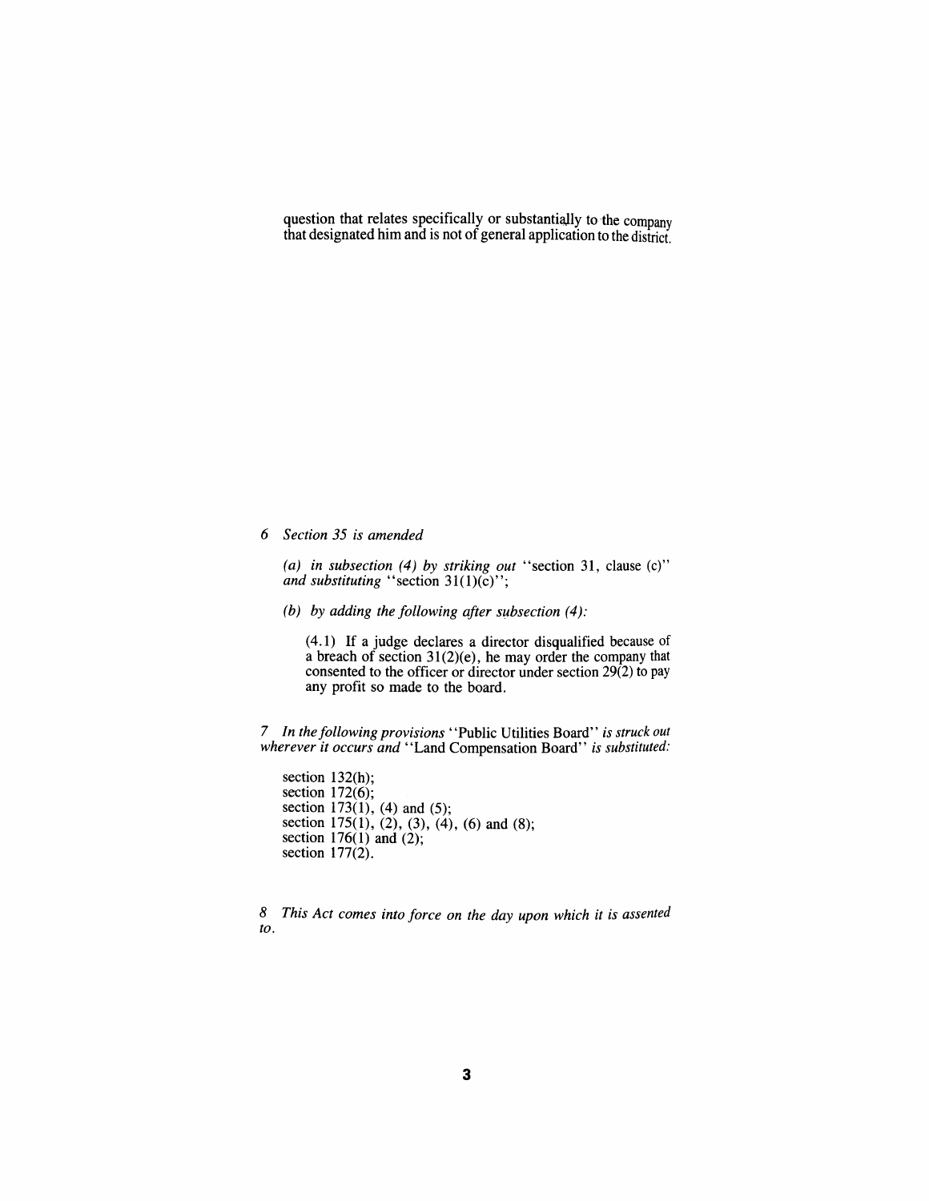question that relates specifically or substantially to the company that designated him and is not of general application to the district.

*6 Section 35 is amended*

*(a) in subsection (4) by striking out* "section 31, clause (c)" *and substituting* "section 31(1)(c)";

*(b) by adding the following after subsection (4):*

(4.1) If a judge declares a director disqualified because of a breach of section 31(2)(e), he may order the company that consented to the officer or director under section 29(2) to pay any profit so made to the board.

*7 In the following provisions* "Public Utilities Board" *is struck out wherever it occurs and* "Land Compensation Board" *is substituted:*

section 132(h);
section 172(6);
section 173(1), (4) and (5);
section 175(1), (2), (3), (4), (6) and (8);
section 176(1) and (2);
section 177(2).

*8 This Act comes into force on the day upon which it is assented to.*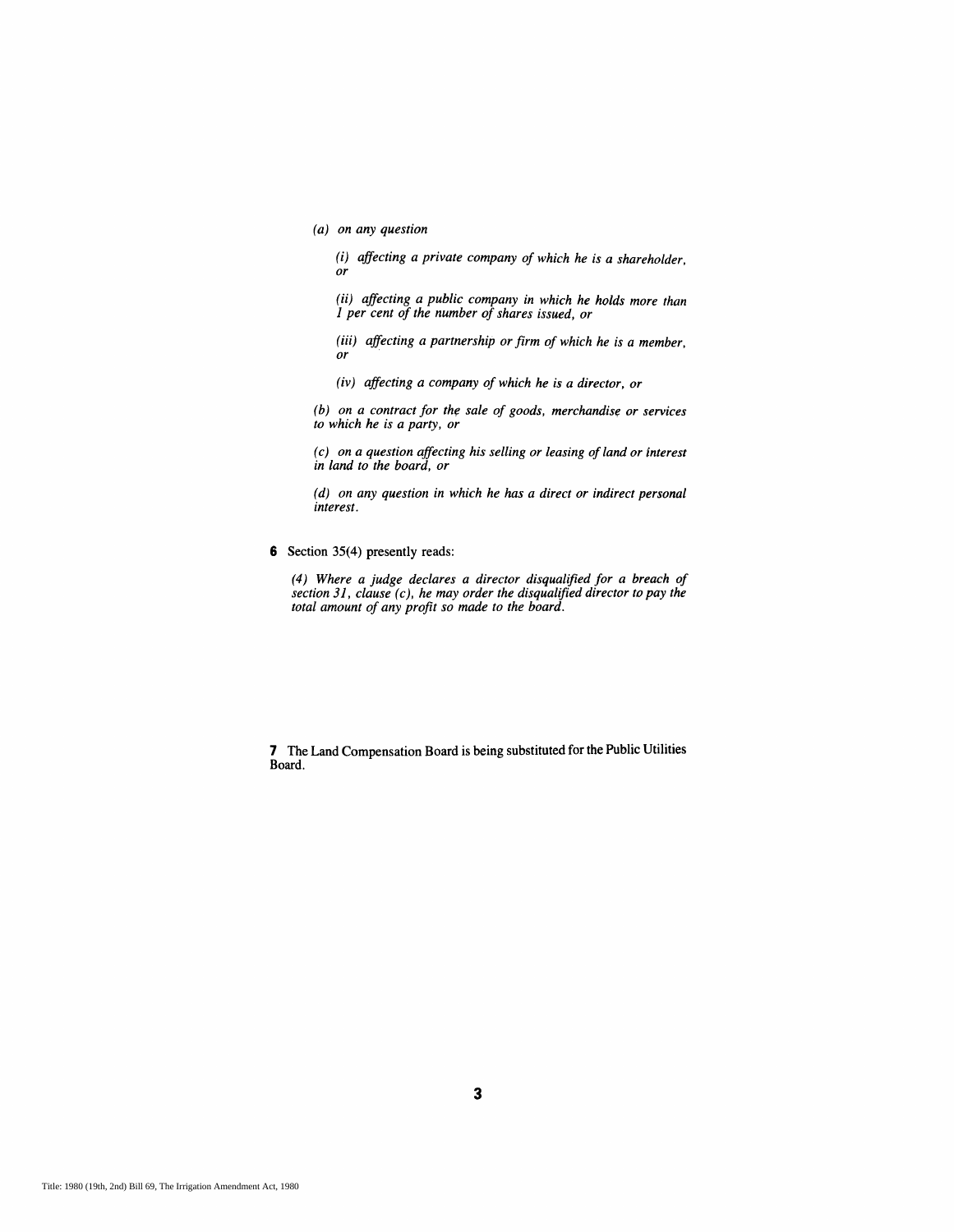*(a) on any question*

*(i) affecting a private company of which he is a shareholder, or*

*(ii) affecting a public company in which he holds more than 1 per cent of the number of shares issued, or*

*(iii) affecting a partnership or firm of which he is a member, or*

*(iv) affecting a company of which he is a director, or*

*(b) on a contract for the sale of goods, merchandise or services to which he is a party, or*

*(c) on a question affecting his selling or leasing of land or interest in land to the board, or*

*(d) on any question in which he has a direct or indirect personal interest.*

**6** Section 35(4) presently reads:

*(4) Where a judge declares a director disqualified for a breach of section 31, clause (c), he may order the disqualified director to pay the total amount of any profit so made to the board.*

**7** The Land Compensation Board is being substituted for the Public Utilities Board.